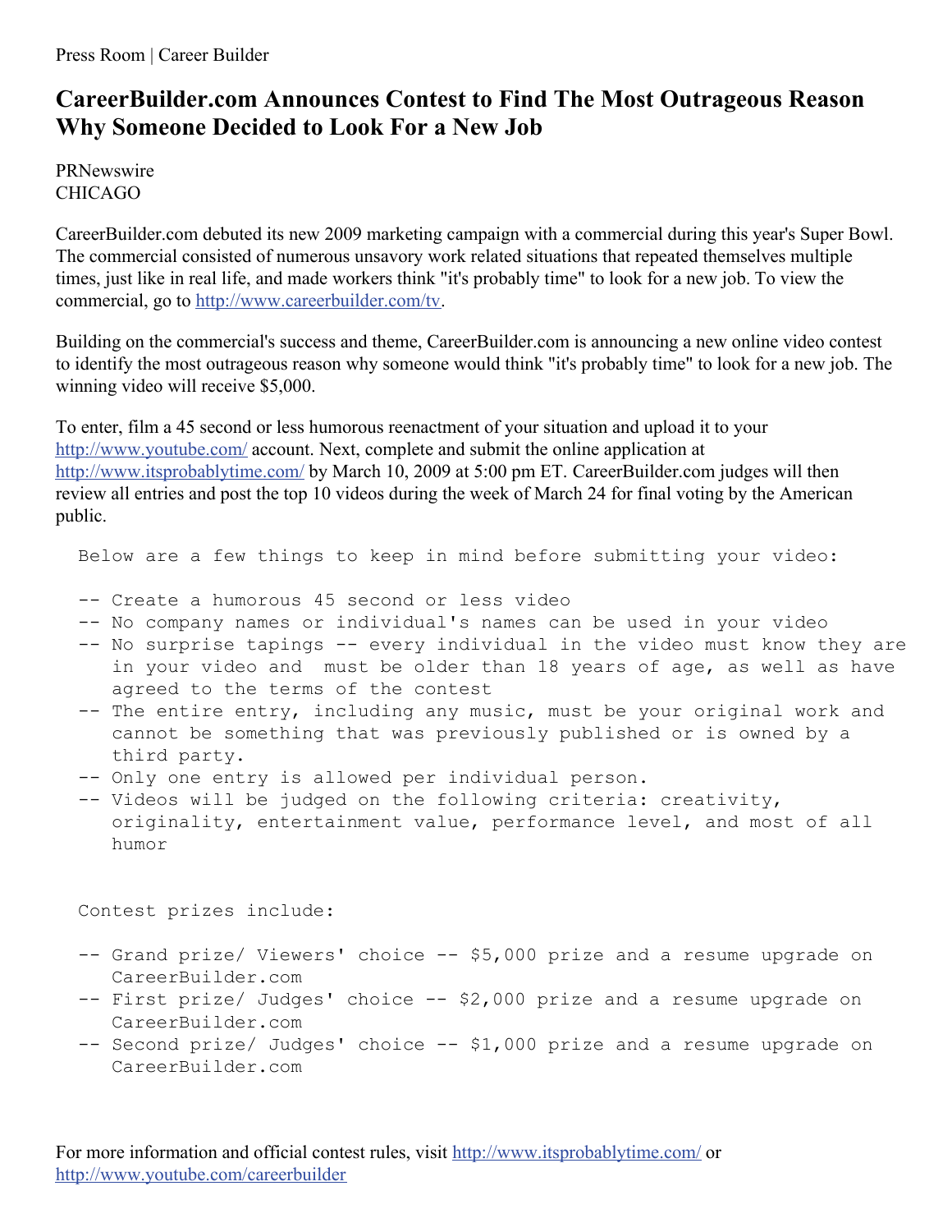Press Room | Career Builder

# CareerBuilder.com Announces Contest to Find The Most Outrageous Reason Why Someone Decided to Look For a New Job

PRNewswire
CHICAGO

CareerBuilder.com debuted its new 2009 marketing campaign with a commercial during this year's Super Bowl. The commercial consisted of numerous unsavory work related situations that repeated themselves multiple times, just like in real life, and made workers think "it's probably time" to look for a new job. To view the commercial, go to http://www.careerbuilder.com/tv.

Building on the commercial's success and theme, CareerBuilder.com is announcing a new online video contest to identify the most outrageous reason why someone would think "it's probably time" to look for a new job. The winning video will receive $5,000.

To enter, film a 45 second or less humorous reenactment of your situation and upload it to your http://www.youtube.com/ account. Next, complete and submit the online application at http://www.itsprobablytime.com/ by March 10, 2009 at 5:00 pm ET. CareerBuilder.com judges will then review all entries and post the top 10 videos during the week of March 24 for final voting by the American public.

Below are a few things to keep in mind before submitting your video:

- Create a humorous 45 second or less video
- No company names or individual's names can be used in your video
- No surprise tapings -- every individual in the video must know they are in your video and must be older than 18 years of age, as well as have agreed to the terms of the contest
- The entire entry, including any music, must be your original work and cannot be something that was previously published or is owned by a third party.
- Only one entry is allowed per individual person.
- Videos will be judged on the following criteria: creativity, originality, entertainment value, performance level, and most of all humor

Contest prizes include:

- Grand prize/ Viewers' choice -- $5,000 prize and a resume upgrade on CareerBuilder.com
- First prize/ Judges' choice -- $2,000 prize and a resume upgrade on CareerBuilder.com
- Second prize/ Judges' choice -- $1,000 prize and a resume upgrade on CareerBuilder.com

For more information and official contest rules, visit http://www.itsprobablytime.com/ or http://www.youtube.com/careerbuilder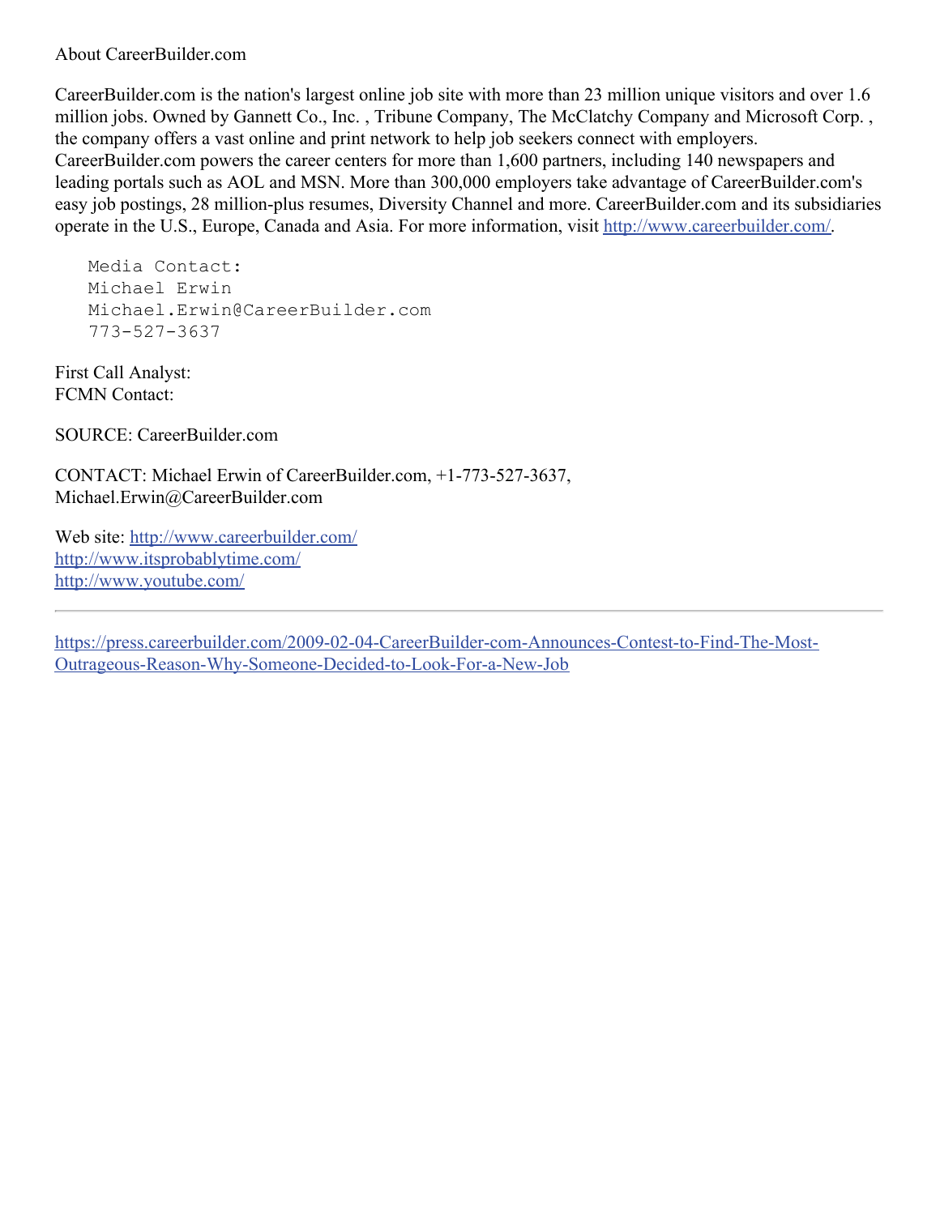About CareerBuilder.com

CareerBuilder.com is the nation's largest online job site with more than 23 million unique visitors and over 1.6 million jobs. Owned by Gannett Co., Inc. , Tribune Company, The McClatchy Company and Microsoft Corp. , the company offers a vast online and print network to help job seekers connect with employers. CareerBuilder.com powers the career centers for more than 1,600 partners, including 140 newspapers and leading portals such as AOL and MSN. More than 300,000 employers take advantage of CareerBuilder.com's easy job postings, 28 million-plus resumes, Diversity Channel and more. CareerBuilder.com and its subsidiaries operate in the U.S., Europe, Canada and Asia. For more information, visit http://www.careerbuilder.com/.

```
Media Contact:
Michael Erwin
Michael.Erwin@CareerBuilder.com
773-527-3637
```

First Call Analyst:
FCMN Contact:

SOURCE: CareerBuilder.com

CONTACT: Michael Erwin of CareerBuilder.com, +1-773-527-3637, Michael.Erwin@CareerBuilder.com

Web site: http://www.careerbuilder.com/
http://www.itsprobablytime.com/
http://www.youtube.com/

---

https://press.careerbuilder.com/2009-02-04-CareerBuilder-com-Announces-Contest-to-Find-The-Most-Outrageous-Reason-Why-Someone-Decided-to-Look-For-a-New-Job